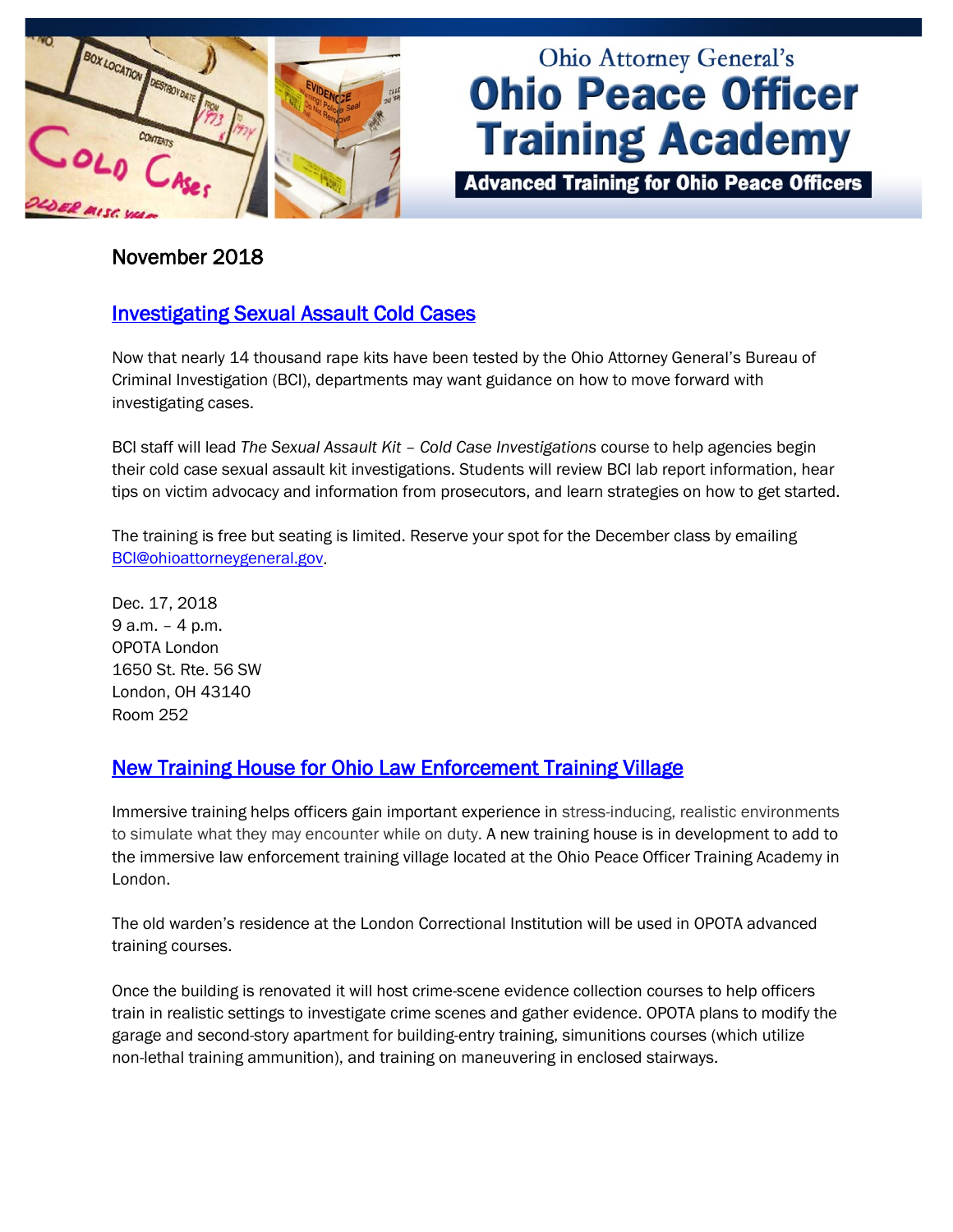# Ohio Attorney General's Ohio Peace Officer Training Academy

**Advanced Training for Ohio Peace Officers**

## November 2018

### [Investigating Sexual Assault Cold Cases]

Now that nearly 14 thousand rape kits have been tested by the Ohio Attorney General's Bureau of Criminal Investigation (BCI), departments may want guidance on how to move forward with investigating cases.

BCI staff will lead *The Sexual Assault Kit – Cold Case Investigations* course to help agencies begin their cold case sexual assault kit investigations. Students will review BCI lab report information, hear tips on victim advocacy and information from prosecutors, and learn strategies on how to get started.

The training is free but seating is limited. Reserve your spot for the December class by emailing BCI@ohioattorneygeneral.gov.

Dec. 17, 2018
9 a.m. – 4 p.m.
OPOTA London
1650 St. Rte. 56 SW
London, OH 43140
Room 252

### [New Training House for Ohio Law Enforcement Training Village]

Immersive training helps officers gain important experience in stress-inducing, realistic environments to simulate what they may encounter while on duty. A new training house is in development to add to the immersive law enforcement training village located at the Ohio Peace Officer Training Academy in London.

The old warden's residence at the London Correctional Institution will be used in OPOTA advanced training courses.

Once the building is renovated it will host crime-scene evidence collection courses to help officers train in realistic settings to investigate crime scenes and gather evidence. OPOTA plans to modify the garage and second-story apartment for building-entry training, simunitions courses (which utilize non-lethal training ammunition), and training on maneuvering in enclosed stairways.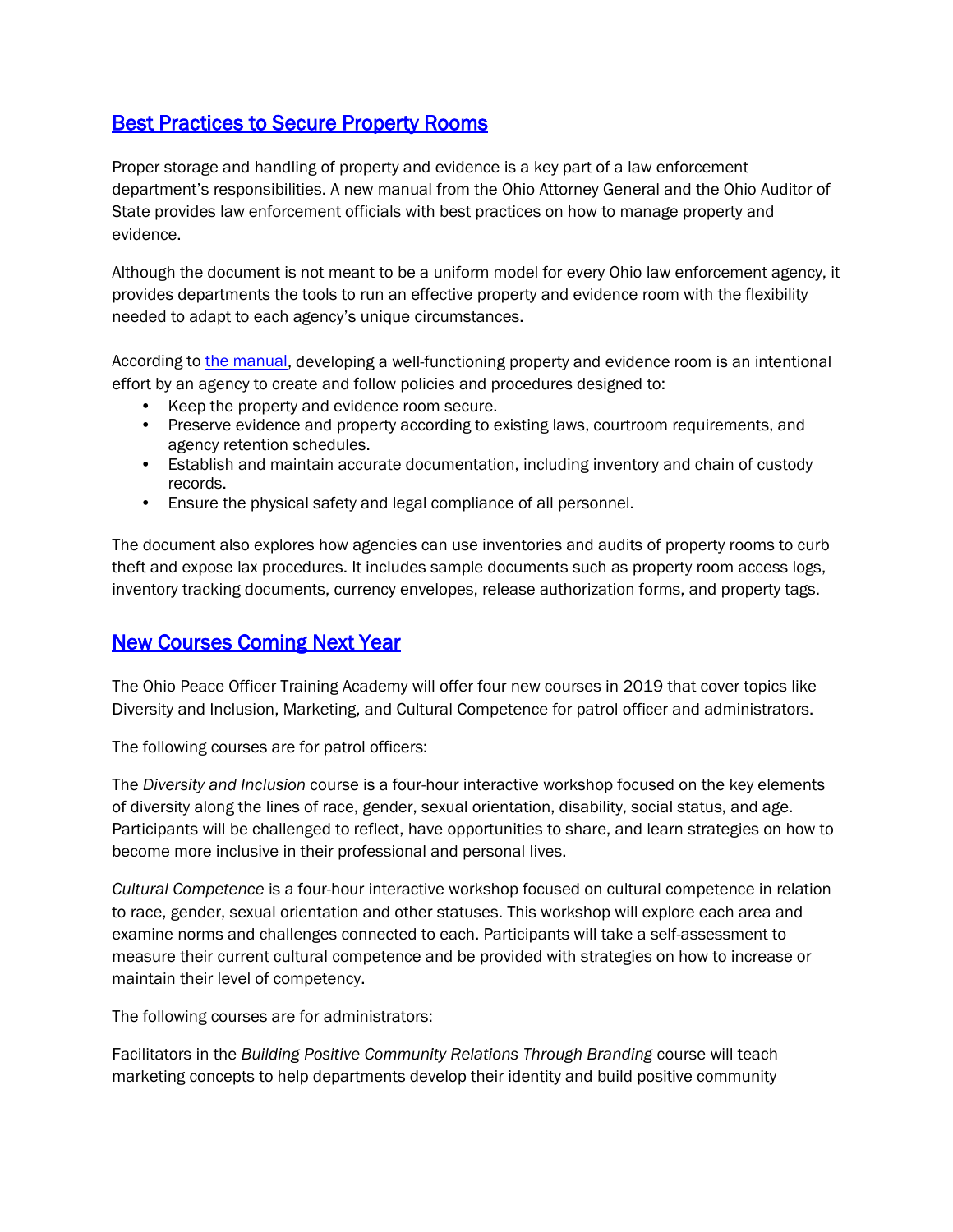## [Best Practices to Secure Property Rooms]()

Proper storage and handling of property and evidence is a key part of a law enforcement department's responsibilities. A new manual from the Ohio Attorney General and the Ohio Auditor of State provides law enforcement officials with best practices on how to manage property and evidence.

Although the document is not meant to be a uniform model for every Ohio law enforcement agency, it provides departments the tools to run an effective property and evidence room with the flexibility needed to adapt to each agency's unique circumstances.

According to [the manual](), developing a well-functioning property and evidence room is an intentional effort by an agency to create and follow policies and procedures designed to:

- Keep the property and evidence room secure.
- Preserve evidence and property according to existing laws, courtroom requirements, and agency retention schedules.
- Establish and maintain accurate documentation, including inventory and chain of custody records.
- Ensure the physical safety and legal compliance of all personnel.

The document also explores how agencies can use inventories and audits of property rooms to curb theft and expose lax procedures. It includes sample documents such as property room access logs, inventory tracking documents, currency envelopes, release authorization forms, and property tags.

## [New Courses Coming Next Year]()

The Ohio Peace Officer Training Academy will offer four new courses in 2019 that cover topics like Diversity and Inclusion, Marketing, and Cultural Competence for patrol officer and administrators.

The following courses are for patrol officers:

The *Diversity and Inclusion* course is a four-hour interactive workshop focused on the key elements of diversity along the lines of race, gender, sexual orientation, disability, social status, and age. Participants will be challenged to reflect, have opportunities to share, and learn strategies on how to become more inclusive in their professional and personal lives.

*Cultural Competence* is a four-hour interactive workshop focused on cultural competence in relation to race, gender, sexual orientation and other statuses. This workshop will explore each area and examine norms and challenges connected to each. Participants will take a self-assessment to measure their current cultural competence and be provided with strategies on how to increase or maintain their level of competency.

The following courses are for administrators:

Facilitators in the *Building Positive Community Relations Through Branding* course will teach marketing concepts to help departments develop their identity and build positive community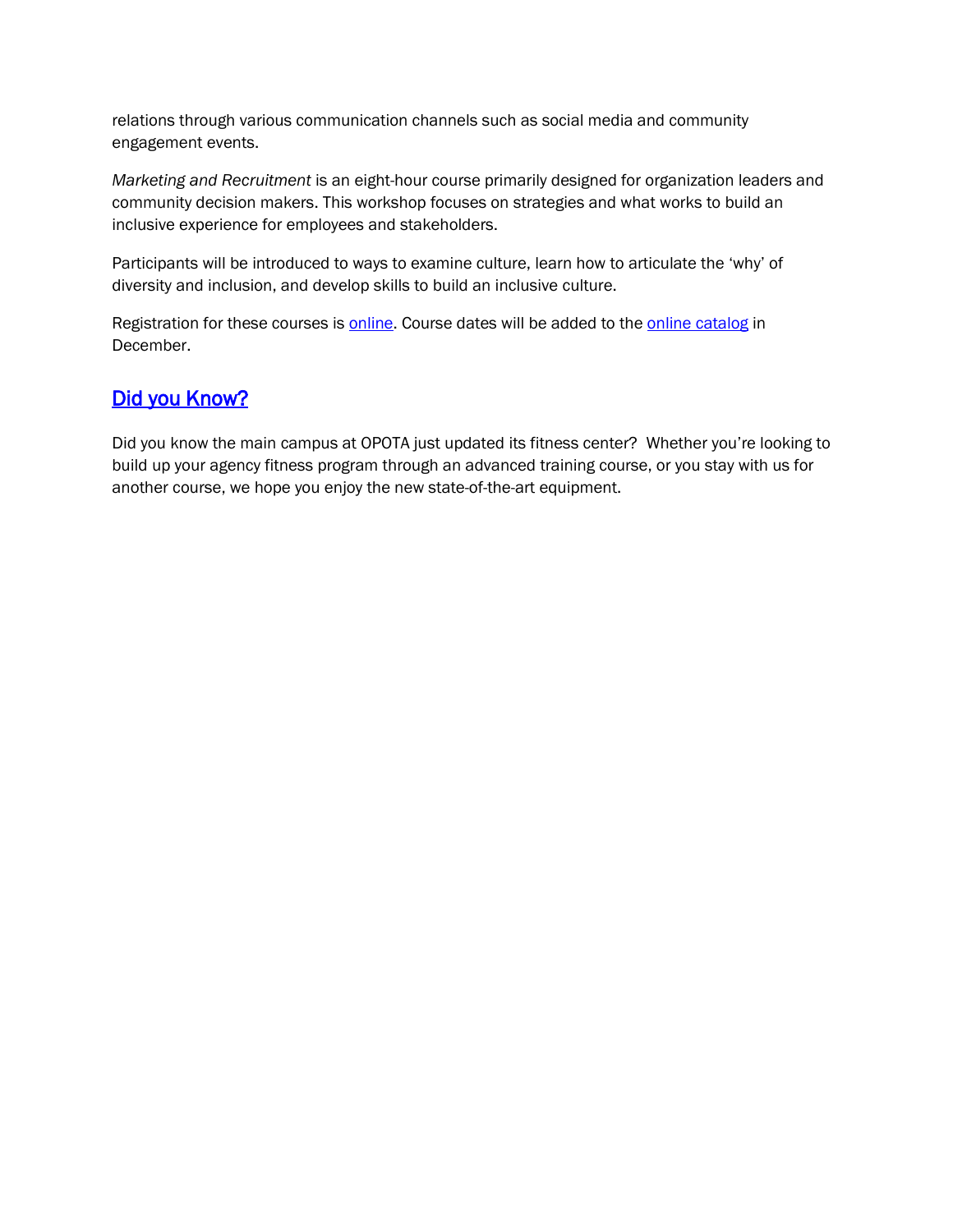relations through various communication channels such as social media and community engagement events.

*Marketing and Recruitment* is an eight-hour course primarily designed for organization leaders and community decision makers. This workshop focuses on strategies and what works to build an inclusive experience for employees and stakeholders.

Participants will be introduced to ways to examine culture, learn how to articulate the 'why' of diversity and inclusion, and develop skills to build an inclusive culture.

Registration for these courses is online. Course dates will be added to the online catalog in December.

## Did you Know?

Did you know the main campus at OPOTA just updated its fitness center? Whether you're looking to build up your agency fitness program through an advanced training course, or you stay with us for another course, we hope you enjoy the new state-of-the-art equipment.